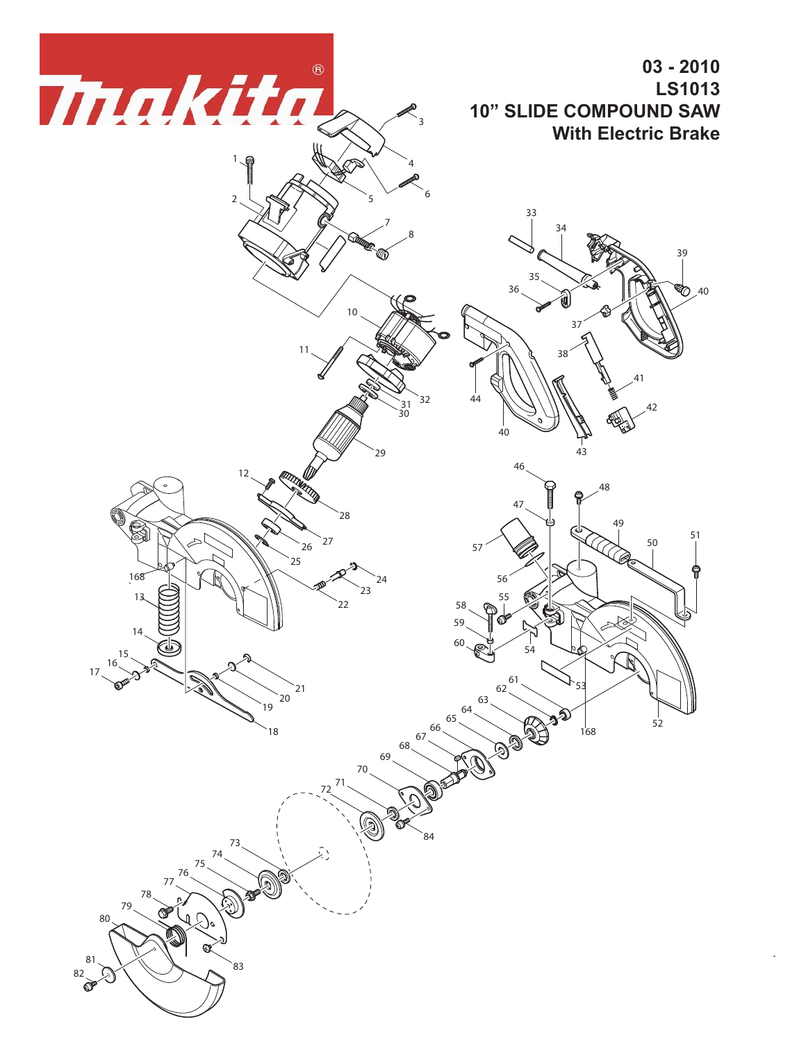# 03 - 2010
# LS1013
# 10" SLIDE COMPOUND SAW
# With Electric Brake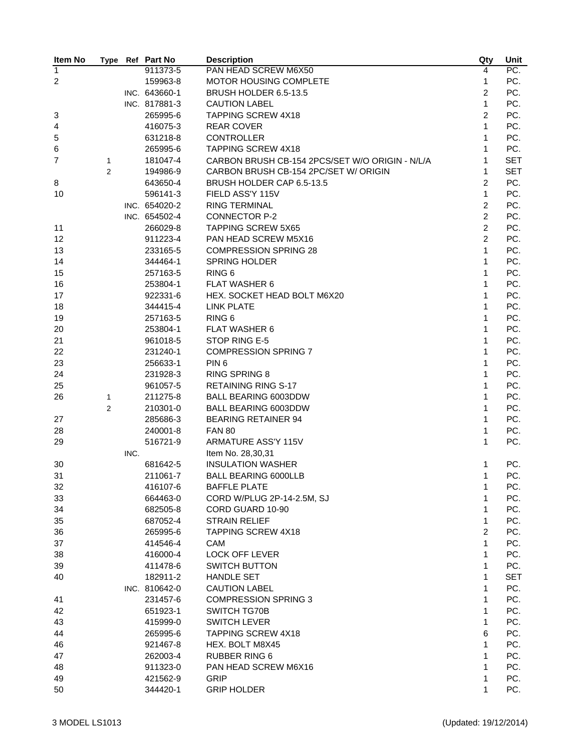| Item No | Type | Ref | Part No | Description | Qty | Unit |
|---|---|---|---|---|---|---|
| 1 | | | 911373-5 | PAN HEAD SCREW M6X50 | 4 | PC. |
| 2 | | | 159963-8 | MOTOR HOUSING COMPLETE | 1 | PC. |
| | | INC. | 643660-1 | BRUSH HOLDER 6.5-13.5 | 2 | PC. |
| | | INC. | 817881-3 | CAUTION LABEL | 1 | PC. |
| 3 | | | 265995-6 | TAPPING SCREW 4X18 | 2 | PC. |
| 4 | | | 416075-3 | REAR COVER | 1 | PC. |
| 5 | | | 631218-8 | CONTROLLER | 1 | PC. |
| 6 | | | 265995-6 | TAPPING SCREW 4X18 | 1 | PC. |
| 7 | 1 | | 181047-4 | CARBON BRUSH CB-154 2PCS/SET W/O ORIGIN - N/L/A | 1 | SET |
| | 2 | | 194986-9 | CARBON BRUSH CB-154 2PC/SET W/ ORIGIN | 1 | SET |
| 8 | | | 643650-4 | BRUSH HOLDER CAP 6.5-13.5 | 2 | PC. |
| 10 | | | 596141-3 | FIELD ASS'Y 115V | 1 | PC. |
| | | INC. | 654020-2 | RING TERMINAL | 2 | PC. |
| | | INC. | 654502-4 | CONNECTOR P-2 | 2 | PC. |
| 11 | | | 266029-8 | TAPPING SCREW 5X65 | 2 | PC. |
| 12 | | | 911223-4 | PAN HEAD SCREW M5X16 | 2 | PC. |
| 13 | | | 233165-5 | COMPRESSION SPRING 28 | 1 | PC. |
| 14 | | | 344464-1 | SPRING HOLDER | 1 | PC. |
| 15 | | | 257163-5 | RING 6 | 1 | PC. |
| 16 | | | 253804-1 | FLAT WASHER 6 | 1 | PC. |
| 17 | | | 922331-6 | HEX. SOCKET HEAD BOLT M6X20 | 1 | PC. |
| 18 | | | 344415-4 | LINK PLATE | 1 | PC. |
| 19 | | | 257163-5 | RING 6 | 1 | PC. |
| 20 | | | 253804-1 | FLAT WASHER 6 | 1 | PC. |
| 21 | | | 961018-5 | STOP RING E-5 | 1 | PC. |
| 22 | | | 231240-1 | COMPRESSION SPRING 7 | 1 | PC. |
| 23 | | | 256633-1 | PIN 6 | 1 | PC. |
| 24 | | | 231928-3 | RING SPRING 8 | 1 | PC. |
| 25 | | | 961057-5 | RETAINING RING S-17 | 1 | PC. |
| 26 | 1 | | 211275-8 | BALL BEARING 6003DDW | 1 | PC. |
| | 2 | | 210301-0 | BALL BEARING 6003DDW | 1 | PC. |
| 27 | | | 285686-3 | BEARING RETAINER 94 | 1 | PC. |
| 28 | | | 240001-8 | FAN 80 | 1 | PC. |
| 29 | | | 516721-9 | ARMATURE ASS'Y 115V | 1 | PC. |
| | | INC. | | Item No. 28,30,31 | | |
| 30 | | | 681642-5 | INSULATION WASHER | 1 | PC. |
| 31 | | | 211061-7 | BALL BEARING 6000LLB | 1 | PC. |
| 32 | | | 416107-6 | BAFFLE PLATE | 1 | PC. |
| 33 | | | 664463-0 | CORD W/PLUG 2P-14-2.5M, SJ | 1 | PC. |
| 34 | | | 682505-8 | CORD GUARD 10-90 | 1 | PC. |
| 35 | | | 687052-4 | STRAIN RELIEF | 1 | PC. |
| 36 | | | 265995-6 | TAPPING SCREW 4X18 | 2 | PC. |
| 37 | | | 414546-4 | CAM | 1 | PC. |
| 38 | | | 416000-4 | LOCK OFF LEVER | 1 | PC. |
| 39 | | | 411478-6 | SWITCH BUTTON | 1 | PC. |
| 40 | | | 182911-2 | HANDLE SET | 1 | SET |
| | | INC. | 810642-0 | CAUTION LABEL | 1 | PC. |
| 41 | | | 231457-6 | COMPRESSION SPRING 3 | 1 | PC. |
| 42 | | | 651923-1 | SWITCH TG70B | 1 | PC. |
| 43 | | | 415999-0 | SWITCH LEVER | 1 | PC. |
| 44 | | | 265995-6 | TAPPING SCREW 4X18 | 6 | PC. |
| 46 | | | 921467-8 | HEX. BOLT M8X45 | 1 | PC. |
| 47 | | | 262003-4 | RUBBER RING 6 | 1 | PC. |
| 48 | | | 911323-0 | PAN HEAD SCREW M6X16 | 1 | PC. |
| 49 | | | 421562-9 | GRIP | 1 | PC. |
| 50 | | | 344420-1 | GRIP HOLDER | 1 | PC. |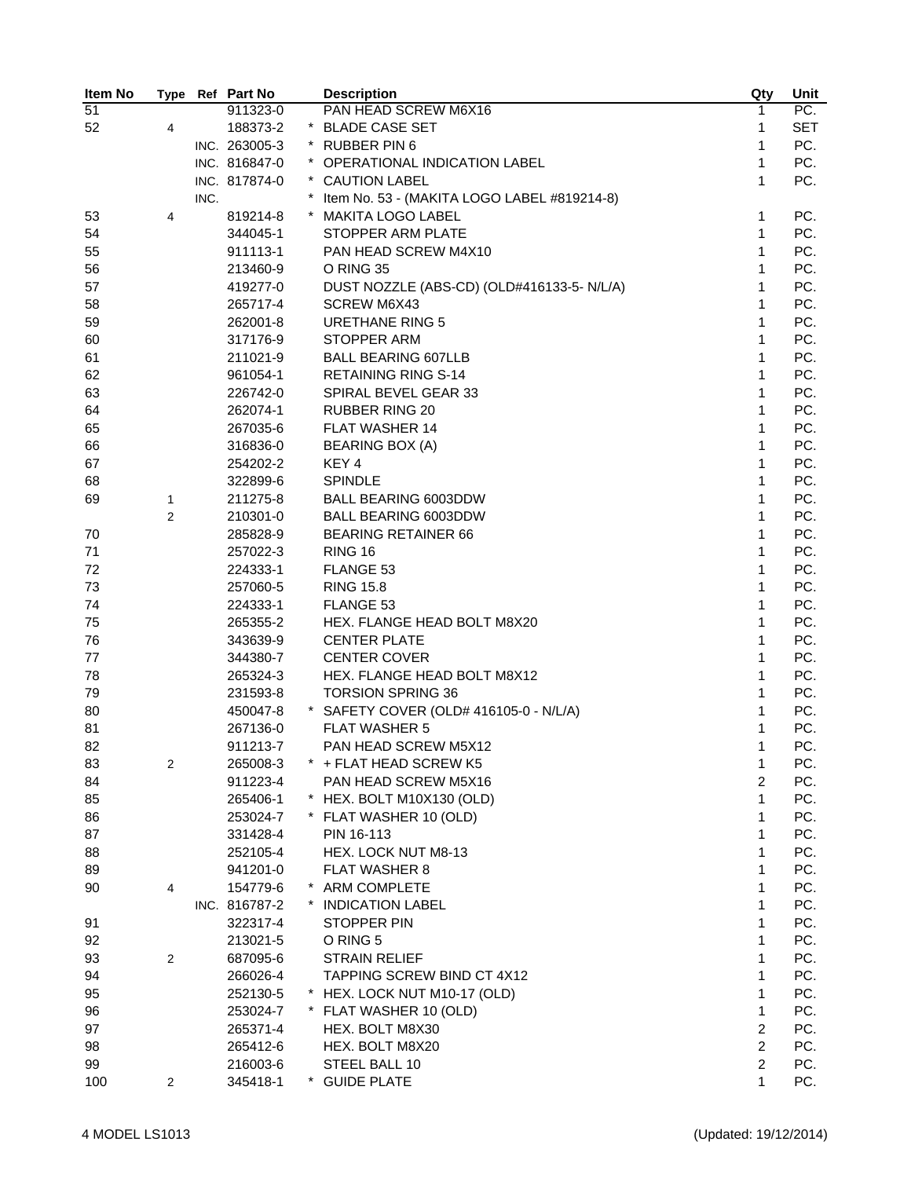| Item No | Type | Ref | Part No | | Description | Qty | Unit |
|---|---|---|---|---|---|---|---|
| 51 | | | 911323-0 | | PAN HEAD SCREW M6X16 | 1 | PC. |
| 52 | 4 | | 188373-2 | * | BLADE CASE SET | 1 | SET |
| | | INC. | 263005-3 | * | RUBBER PIN 6 | 1 | PC. |
| | | INC. | 816847-0 | * | OPERATIONAL INDICATION LABEL | 1 | PC. |
| | | INC. | 817874-0 | * | CAUTION LABEL | 1 | PC. |
| | | INC. | | * | Item No. 53 - (MAKITA LOGO LABEL #819214-8) | | |
| 53 | 4 | | 819214-8 | * | MAKITA LOGO LABEL | 1 | PC. |
| 54 | | | 344045-1 | | STOPPER ARM PLATE | 1 | PC. |
| 55 | | | 911113-1 | | PAN HEAD SCREW M4X10 | 1 | PC. |
| 56 | | | 213460-9 | | O RING 35 | 1 | PC. |
| 57 | | | 419277-0 | | DUST NOZZLE (ABS-CD) (OLD#416133-5- N/L/A) | 1 | PC. |
| 58 | | | 265717-4 | | SCREW M6X43 | 1 | PC. |
| 59 | | | 262001-8 | | URETHANE RING 5 | 1 | PC. |
| 60 | | | 317176-9 | | STOPPER ARM | 1 | PC. |
| 61 | | | 211021-9 | | BALL BEARING 607LLB | 1 | PC. |
| 62 | | | 961054-1 | | RETAINING RING S-14 | 1 | PC. |
| 63 | | | 226742-0 | | SPIRAL BEVEL GEAR 33 | 1 | PC. |
| 64 | | | 262074-1 | | RUBBER RING 20 | 1 | PC. |
| 65 | | | 267035-6 | | FLAT WASHER 14 | 1 | PC. |
| 66 | | | 316836-0 | | BEARING BOX (A) | 1 | PC. |
| 67 | | | 254202-2 | | KEY 4 | 1 | PC. |
| 68 | | | 322899-6 | | SPINDLE | 1 | PC. |
| 69 | 1 | | 211275-8 | | BALL BEARING 6003DDW | 1 | PC. |
| | 2 | | 210301-0 | | BALL BEARING 6003DDW | 1 | PC. |
| 70 | | | 285828-9 | | BEARING RETAINER 66 | 1 | PC. |
| 71 | | | 257022-3 | | RING 16 | 1 | PC. |
| 72 | | | 224333-1 | | FLANGE 53 | 1 | PC. |
| 73 | | | 257060-5 | | RING 15.8 | 1 | PC. |
| 74 | | | 224333-1 | | FLANGE 53 | 1 | PC. |
| 75 | | | 265355-2 | | HEX. FLANGE HEAD BOLT M8X20 | 1 | PC. |
| 76 | | | 343639-9 | | CENTER PLATE | 1 | PC. |
| 77 | | | 344380-7 | | CENTER COVER | 1 | PC. |
| 78 | | | 265324-3 | | HEX. FLANGE HEAD BOLT M8X12 | 1 | PC. |
| 79 | | | 231593-8 | | TORSION SPRING 36 | 1 | PC. |
| 80 | | | 450047-8 | * | SAFETY COVER (OLD# 416105-0 - N/L/A) | 1 | PC. |
| 81 | | | 267136-0 | | FLAT WASHER 5 | 1 | PC. |
| 82 | | | 911213-7 | | PAN HEAD SCREW M5X12 | 1 | PC. |
| 83 | 2 | | 265008-3 | * | + FLAT HEAD SCREW K5 | 1 | PC. |
| 84 | | | 911223-4 | | PAN HEAD SCREW M5X16 | 2 | PC. |
| 85 | | | 265406-1 | * | HEX. BOLT M10X130 (OLD) | 1 | PC. |
| 86 | | | 253024-7 | * | FLAT WASHER 10 (OLD) | 1 | PC. |
| 87 | | | 331428-4 | | PIN 16-113 | 1 | PC. |
| 88 | | | 252105-4 | | HEX. LOCK NUT M8-13 | 1 | PC. |
| 89 | | | 941201-0 | | FLAT WASHER 8 | 1 | PC. |
| 90 | 4 | | 154779-6 | * | ARM COMPLETE | 1 | PC. |
| | | INC. | 816787-2 | * | INDICATION LABEL | 1 | PC. |
| 91 | | | 322317-4 | | STOPPER PIN | 1 | PC. |
| 92 | | | 213021-5 | | O RING 5 | 1 | PC. |
| 93 | 2 | | 687095-6 | | STRAIN RELIEF | 1 | PC. |
| 94 | | | 266026-4 | | TAPPING SCREW BIND CT 4X12 | 1 | PC. |
| 95 | | | 252130-5 | * | HEX. LOCK NUT M10-17 (OLD) | 1 | PC. |
| 96 | | | 253024-7 | * | FLAT WASHER 10 (OLD) | 1 | PC. |
| 97 | | | 265371-4 | | HEX. BOLT M8X30 | 2 | PC. |
| 98 | | | 265412-6 | | HEX. BOLT M8X20 | 2 | PC. |
| 99 | | | 216003-6 | | STEEL BALL 10 | 2 | PC. |
| 100 | 2 | | 345418-1 | * | GUIDE PLATE | 1 | PC. |

4 MODEL LS1013 (Updated: 19/12/2014)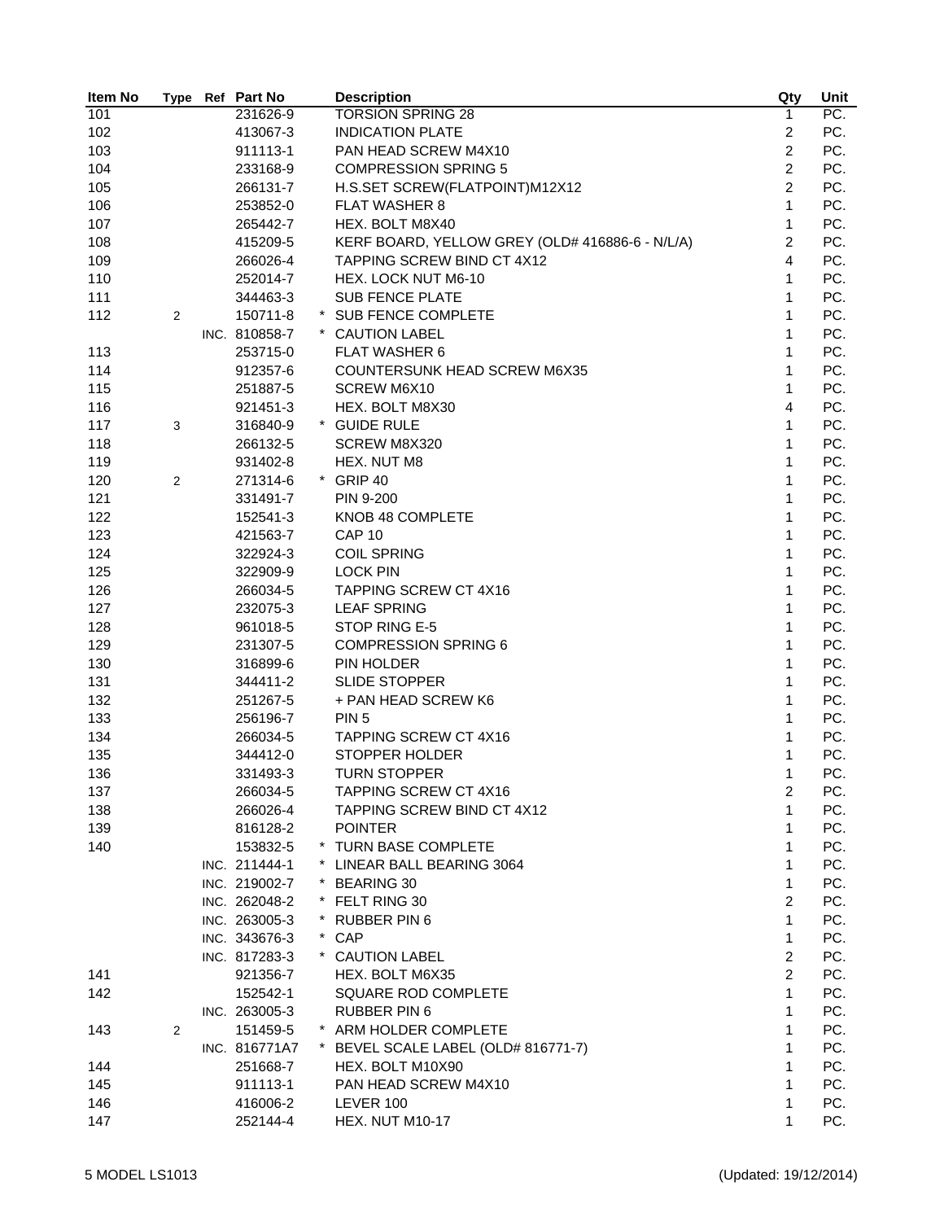| Item No | Type | Ref | Part No | | Description | Qty | Unit |
|---|---|---|---|---|---|---|---|
| 101 | | | 231626-9 | | TORSION SPRING 28 | 1 | PC. |
| 102 | | | 413067-3 | | INDICATION PLATE | 2 | PC. |
| 103 | | | 911113-1 | | PAN HEAD SCREW M4X10 | 2 | PC. |
| 104 | | | 233168-9 | | COMPRESSION SPRING 5 | 2 | PC. |
| 105 | | | 266131-7 | | H.S.SET SCREW(FLATPOINT)M12X12 | 2 | PC. |
| 106 | | | 253852-0 | | FLAT WASHER 8 | 1 | PC. |
| 107 | | | 265442-7 | | HEX. BOLT M8X40 | 1 | PC. |
| 108 | | | 415209-5 | | KERF BOARD, YELLOW GREY (OLD# 416886-6 - N/L/A) | 2 | PC. |
| 109 | | | 266026-4 | | TAPPING SCREW BIND CT 4X12 | 4 | PC. |
| 110 | | | 252014-7 | | HEX. LOCK NUT M6-10 | 1 | PC. |
| 111 | | | 344463-3 | | SUB FENCE PLATE | 1 | PC. |
| 112 | 2 | | 150711-8 | * | SUB FENCE COMPLETE | 1 | PC. |
| | | INC. | 810858-7 | * | CAUTION LABEL | 1 | PC. |
| 113 | | | 253715-0 | | FLAT WASHER 6 | 1 | PC. |
| 114 | | | 912357-6 | | COUNTERSUNK HEAD SCREW M6X35 | 1 | PC. |
| 115 | | | 251887-5 | | SCREW M6X10 | 1 | PC. |
| 116 | | | 921451-3 | | HEX. BOLT M8X30 | 4 | PC. |
| 117 | 3 | | 316840-9 | * | GUIDE RULE | 1 | PC. |
| 118 | | | 266132-5 | | SCREW M8X320 | 1 | PC. |
| 119 | | | 931402-8 | | HEX. NUT M8 | 1 | PC. |
| 120 | 2 | | 271314-6 | * | GRIP 40 | 1 | PC. |
| 121 | | | 331491-7 | | PIN 9-200 | 1 | PC. |
| 122 | | | 152541-3 | | KNOB 48 COMPLETE | 1 | PC. |
| 123 | | | 421563-7 | | CAP 10 | 1 | PC. |
| 124 | | | 322924-3 | | COIL SPRING | 1 | PC. |
| 125 | | | 322909-9 | | LOCK PIN | 1 | PC. |
| 126 | | | 266034-5 | | TAPPING SCREW CT 4X16 | 1 | PC. |
| 127 | | | 232075-3 | | LEAF SPRING | 1 | PC. |
| 128 | | | 961018-5 | | STOP RING E-5 | 1 | PC. |
| 129 | | | 231307-5 | | COMPRESSION SPRING 6 | 1 | PC. |
| 130 | | | 316899-6 | | PIN HOLDER | 1 | PC. |
| 131 | | | 344411-2 | | SLIDE STOPPER | 1 | PC. |
| 132 | | | 251267-5 | | + PAN HEAD SCREW K6 | 1 | PC. |
| 133 | | | 256196-7 | | PIN 5 | 1 | PC. |
| 134 | | | 266034-5 | | TAPPING SCREW CT 4X16 | 1 | PC. |
| 135 | | | 344412-0 | | STOPPER HOLDER | 1 | PC. |
| 136 | | | 331493-3 | | TURN STOPPER | 1 | PC. |
| 137 | | | 266034-5 | | TAPPING SCREW CT 4X16 | 2 | PC. |
| 138 | | | 266026-4 | | TAPPING SCREW BIND CT 4X12 | 1 | PC. |
| 139 | | | 816128-2 | | POINTER | 1 | PC. |
| 140 | | | 153832-5 | * | TURN BASE COMPLETE | 1 | PC. |
| | | INC. | 211444-1 | * | LINEAR BALL BEARING 3064 | 1 | PC. |
| | | INC. | 219002-7 | * | BEARING 30 | 1 | PC. |
| | | INC. | 262048-2 | * | FELT RING 30 | 2 | PC. |
| | | INC. | 263005-3 | * | RUBBER PIN 6 | 1 | PC. |
| | | INC. | 343676-3 | * | CAP | 1 | PC. |
| | | INC. | 817283-3 | * | CAUTION LABEL | 2 | PC. |
| 141 | | | 921356-7 | | HEX. BOLT M6X35 | 2 | PC. |
| 142 | | | 152542-1 | | SQUARE ROD COMPLETE | 1 | PC. |
| | | INC. | 263005-3 | | RUBBER PIN 6 | 1 | PC. |
| 143 | 2 | | 151459-5 | * | ARM HOLDER COMPLETE | 1 | PC. |
| | | INC. | 816771A7 | * | BEVEL SCALE LABEL (OLD# 816771-7) | 1 | PC. |
| 144 | | | 251668-7 | | HEX. BOLT M10X90 | 1 | PC. |
| 145 | | | 911113-1 | | PAN HEAD SCREW M4X10 | 1 | PC. |
| 146 | | | 416006-2 | | LEVER 100 | 1 | PC. |
| 147 | | | 252144-4 | | HEX. NUT M10-17 | 1 | PC. |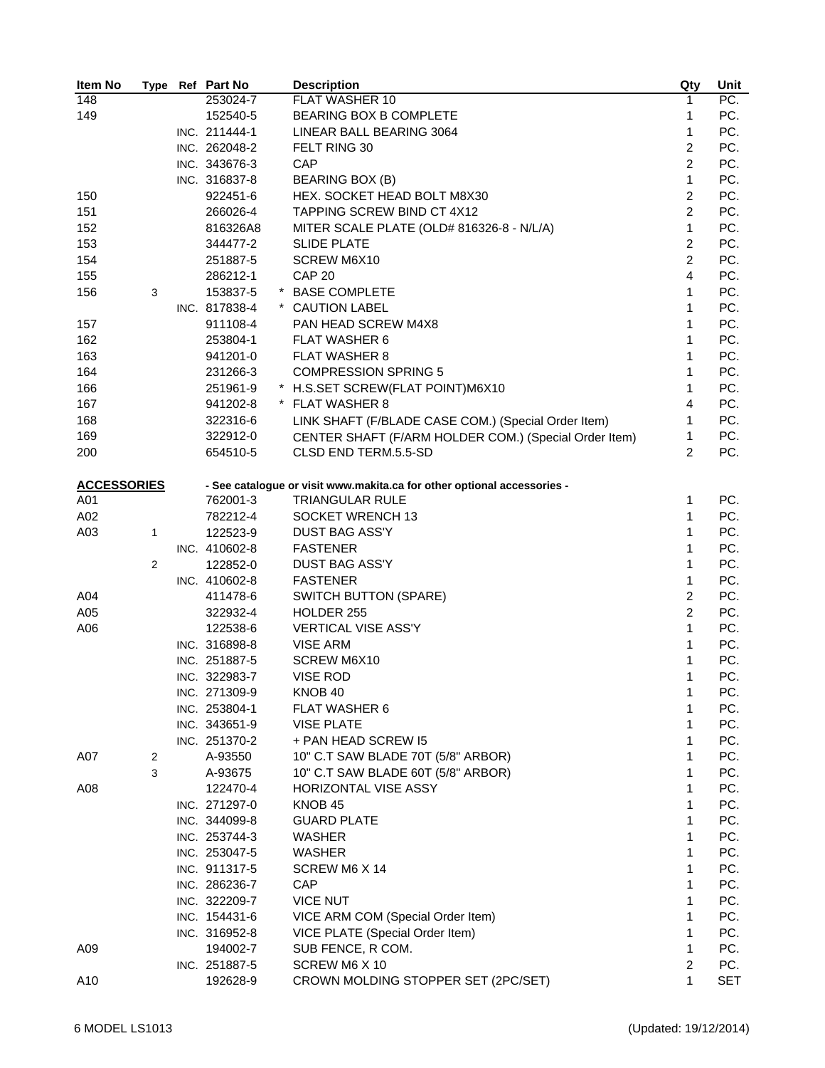| Item No | Type | Ref | Part No | Description | Qty | Unit |
|---|---|---|---|---|---|---|
| 148 | | | 253024-7 | FLAT WASHER 10 | 1 | PC. |
| 149 | | | 152540-5 | BEARING BOX B COMPLETE | 1 | PC. |
| | | INC. | 211444-1 | LINEAR BALL BEARING 3064 | 1 | PC. |
| | | INC. | 262048-2 | FELT RING 30 | 2 | PC. |
| | | INC. | 343676-3 | CAP | 2 | PC. |
| | | INC. | 316837-8 | BEARING BOX (B) | 1 | PC. |
| 150 | | | 922451-6 | HEX. SOCKET HEAD BOLT M8X30 | 2 | PC. |
| 151 | | | 266026-4 | TAPPING SCREW BIND CT 4X12 | 2 | PC. |
| 152 | | | 816326A8 | MITER SCALE PLATE (OLD# 816326-8 - N/L/A) | 1 | PC. |
| 153 | | | 344477-2 | SLIDE PLATE | 2 | PC. |
| 154 | | | 251887-5 | SCREW M6X10 | 2 | PC. |
| 155 | | | 286212-1 | CAP 20 | 4 | PC. |
| 156 | 3 | | 153837-5 | * BASE COMPLETE | 1 | PC. |
| | | INC. | 817838-4 | * CAUTION LABEL | 1 | PC. |
| 157 | | | 911108-4 | PAN HEAD SCREW M4X8 | 1 | PC. |
| 162 | | | 253804-1 | FLAT WASHER 6 | 1 | PC. |
| 163 | | | 941201-0 | FLAT WASHER 8 | 1 | PC. |
| 164 | | | 231266-3 | COMPRESSION SPRING 5 | 1 | PC. |
| 166 | | | 251961-9 | * H.S.SET SCREW(FLAT POINT)M6X10 | 1 | PC. |
| 167 | | | 941202-8 | * FLAT WASHER 8 | 4 | PC. |
| 168 | | | 322316-6 | LINK SHAFT (F/BLADE CASE COM.) (Special Order Item) | 1 | PC. |
| 169 | | | 322912-0 | CENTER SHAFT (F/ARM HOLDER COM.) (Special Order Item) | 1 | PC. |
| 200 | | | 654510-5 | CLSD END TERM.5.5-SD | 2 | PC. |
| **ACCESSORIES** | | | | **- See catalogue or visit www.makita.ca for other optional accessories -** | | |
| A01 | | | 762001-3 | TRIANGULAR RULE | 1 | PC. |
| A02 | | | 782212-4 | SOCKET WRENCH 13 | 1 | PC. |
| A03 | 1 | | 122523-9 | DUST BAG ASS'Y | 1 | PC. |
| | | INC. | 410602-8 | FASTENER | 1 | PC. |
| | 2 | | 122852-0 | DUST BAG ASS'Y | 1 | PC. |
| | | INC. | 410602-8 | FASTENER | 1 | PC. |
| A04 | | | 411478-6 | SWITCH BUTTON (SPARE) | 2 | PC. |
| A05 | | | 322932-4 | HOLDER 255 | 2 | PC. |
| A06 | | | 122538-6 | VERTICAL VISE ASS'Y | 1 | PC. |
| | | INC. | 316898-8 | VISE ARM | 1 | PC. |
| | | INC. | 251887-5 | SCREW M6X10 | 1 | PC. |
| | | INC. | 322983-7 | VISE ROD | 1 | PC. |
| | | INC. | 271309-9 | KNOB 40 | 1 | PC. |
| | | INC. | 253804-1 | FLAT WASHER 6 | 1 | PC. |
| | | INC. | 343651-9 | VISE PLATE | 1 | PC. |
| | | INC. | 251370-2 | + PAN HEAD SCREW I5 | 1 | PC. |
| A07 | 2 | | A-93550 | 10" C.T SAW BLADE 70T (5/8" ARBOR) | 1 | PC. |
| | 3 | | A-93675 | 10" C.T SAW BLADE 60T (5/8" ARBOR) | 1 | PC. |
| A08 | | | 122470-4 | HORIZONTAL VISE ASSY | 1 | PC. |
| | | INC. | 271297-0 | KNOB 45 | 1 | PC. |
| | | INC. | 344099-8 | GUARD PLATE | 1 | PC. |
| | | INC. | 253744-3 | WASHER | 1 | PC. |
| | | INC. | 253047-5 | WASHER | 1 | PC. |
| | | INC. | 911317-5 | SCREW M6 X 14 | 1 | PC. |
| | | INC. | 286236-7 | CAP | 1 | PC. |
| | | INC. | 322209-7 | VICE NUT | 1 | PC. |
| | | INC. | 154431-6 | VICE ARM COM (Special Order Item) | 1 | PC. |
| | | INC. | 316952-8 | VICE PLATE (Special Order Item) | 1 | PC. |
| A09 | | | 194002-7 | SUB FENCE, R COM. | 1 | PC. |
| | | INC. | 251887-5 | SCREW M6 X 10 | 2 | PC. |
| A10 | | | 192628-9 | CROWN MOLDING STOPPER SET (2PC/SET) | 1 | SET |

6 MODEL LS1013 (Updated: 19/12/2014)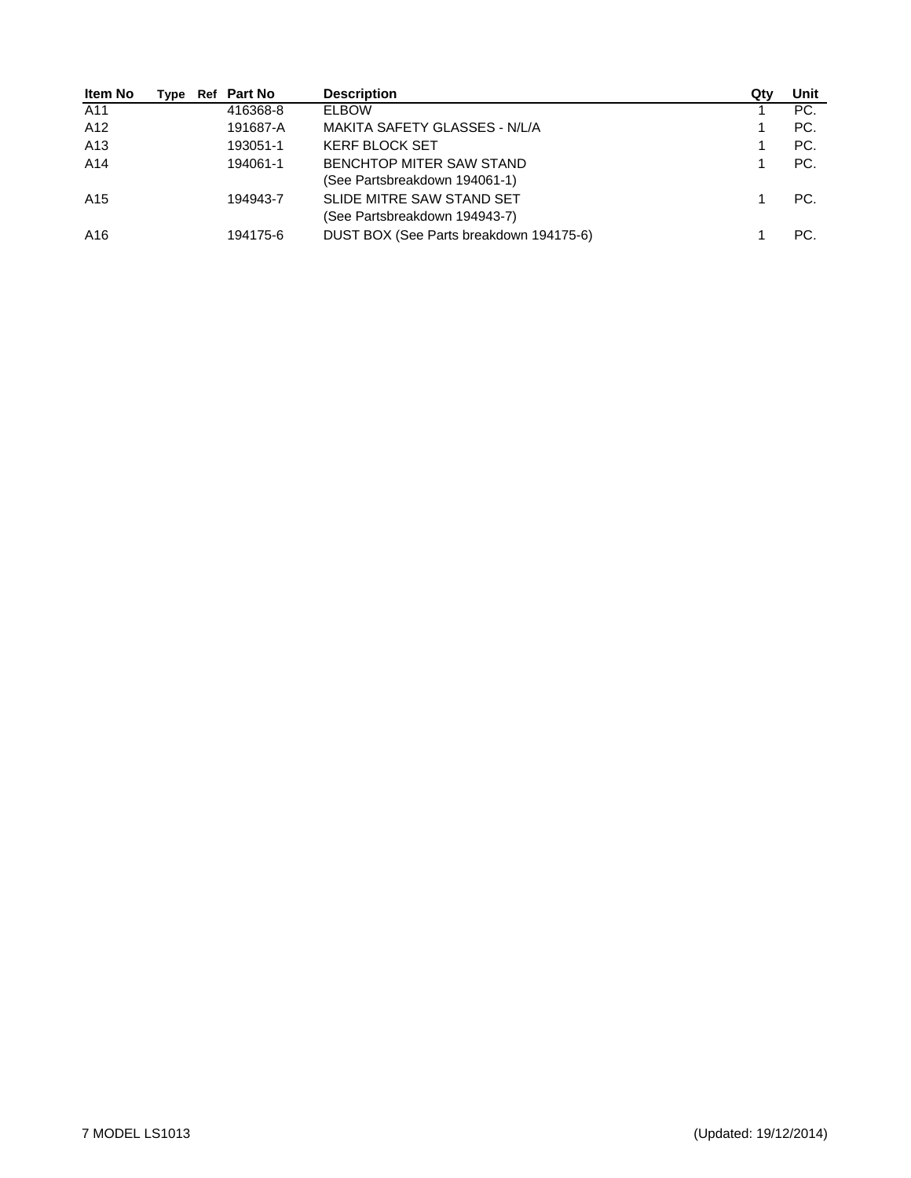| Item No | Type | Ref | Part No | Description | Qty | Unit |
|---|---|---|---|---|---|---|
| A11 | | | 416368-8 | ELBOW | 1 | PC. |
| A12 | | | 191687-A | MAKITA SAFETY GLASSES - N/L/A | 1 | PC. |
| A13 | | | 193051-1 | KERF BLOCK SET | 1 | PC. |
| A14 | | | 194061-1 | BENCHTOP MITER SAW STAND (See Partsbreakdown 194061-1) | 1 | PC. |
| A15 | | | 194943-7 | SLIDE MITRE SAW STAND SET (See Partsbreakdown 194943-7) | 1 | PC. |
| A16 | | | 194175-6 | DUST BOX (See Parts breakdown 194175-6) | 1 | PC. |

MODEL LS1013 (Updated: 19/12/2014)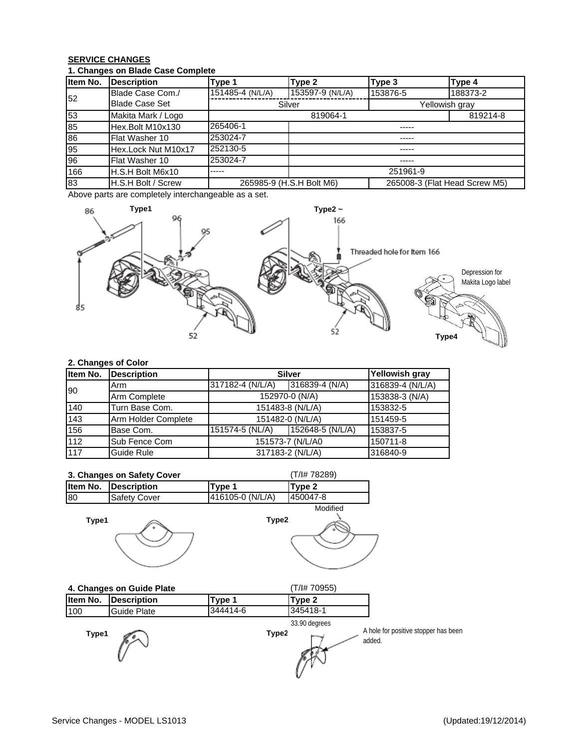## SERVICE CHANGES

### 1. Changes on Blade Case Complete

| Item No. | Description | Type 1 | Type 2 | Type 3 | Type 4 |
|---|---|---|---|---|---|
| 52 | Blade Case Com./ | 151485-4 (N/L/A) | 153597-9 (N/L/A) | 153876-5 | 188373-2 |
| | Blade Case Set | Silver | | Yellowish gray | |
| 53 | Makita Mark / Logo | 819064-1 | | | 819214-8 |
| 85 | Hex.Bolt M10x130 | 265406-1 | ----- | | |
| 86 | Flat Washer 10 | 253024-7 | ----- | | |
| 95 | Hex.Lock Nut M10x17 | 252130-5 | ----- | | |
| 96 | Flat Washer 10 | 253024-7 | ----- | | |
| 166 | H.S.H Bolt M6x10 | ----- | 251961-9 | | |
| 83 | H.S.H Bolt / Screw | 265985-9 (H.S.H Bolt M6) | | 265008-3 (Flat Head Screw M5) | |

Above parts are completely interchangeable as a set.

Type1

Type2 ~

Threaded hole for Item 166

Depression for Makita Logo label

Type4

### 2. Changes of Color

| Item No. | Description | Silver | | Yellowish gray |
|---|---|---|---|---|
| 90 | Arm | 317182-4 (N/L/A) | 316839-4 (N/A) | 316839-4 (N/L/A) |
| | Arm Complete | 152970-0 (N/A) | | 153838-3 (N/A) |
| 140 | Turn Base Com. | 151483-8 (N/L/A) | | 153832-5 |
| 143 | Arm Holder Complete | 151482-0 (N/L/A) | | 151459-5 |
| 156 | Base Com. | 151574-5 (NL/A) | 152648-5 (N/L/A) | 153837-5 |
| 112 | Sub Fence Com | 151573-7 (N/L/A0 | | 150711-8 |
| 117 | Guide Rule | 317183-2 (N/L/A) | | 316840-9 |

### 3. Changes on Safety Cover

(T/I# 78289)

| Item No. | Description | Type 1 | Type 2 |
|---|---|---|---|
| 80 | Safety Cover | 416105-0 (N/L/A) | 450047-8 |

Modified

Type1

Type2

### 4. Changes on Guide Plate

(T/I# 70955)

| Item No. | Description | Type 1 | Type 2 |
|---|---|---|---|
| 100 | Guide Plate | 344414-6 | 345418-1 |

33.90 degrees

Type1

Type2

A hole for positive stopper has been added.

Service Changes - MODEL LS1013 (Updated:19/12/2014)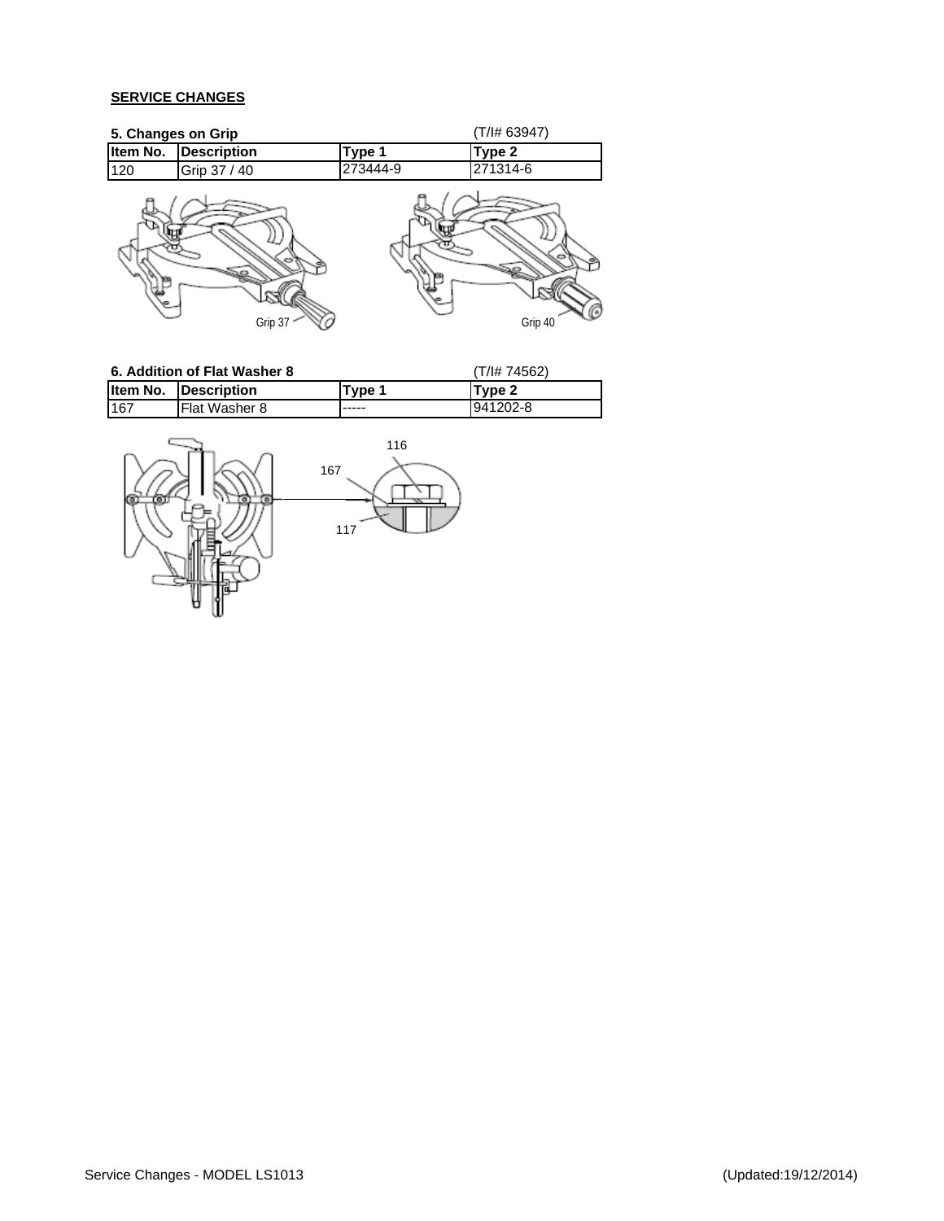**SERVICE CHANGES**

**5. Changes on Grip** (T/I# 63947)

| Item No. | Description | Type 1 | Type 2 |
|---|---|---|---|
| 120 | Grip 37 / 40 | 273444-9 | 271314-6 |

Grip 37

Grip 40

**6. Addition of Flat Washer 8** (T/I# 74562)

| Item No. | Description | Type 1 | Type 2 |
|---|---|---|---|
| 167 | Flat Washer 8 | ----- | 941202-8 |

116

167

117